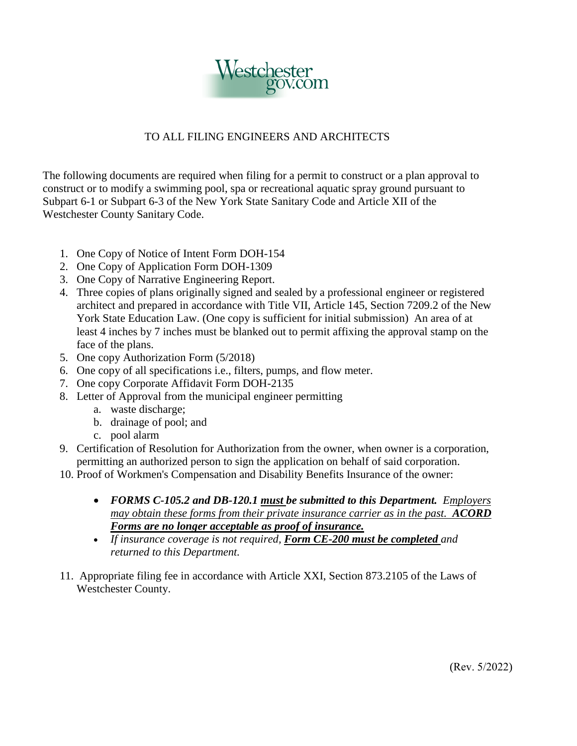Westchestergov.com

# TO ALL FILING ENGINEERS AND ARCHITECTS

The following documents are required when filing for a permit to construct or a plan approval to construct or to modify a swimming pool, spa or recreational aquatic spray ground pursuant to Subpart 6-1 or Subpart 6-3 of the New York State Sanitary Code and Article XII of the Westchester County Sanitary Code.

1. One Copy of Notice of Intent Form DOH-154
2. One Copy of Application Form DOH-1309
3. One Copy of Narrative Engineering Report.
4. Three copies of plans originally signed and sealed by a professional engineer or registered architect and prepared in accordance with Title VII, Article 145, Section 7209.2 of the New York State Education Law. (One copy is sufficient for initial submission) An area of at least 4 inches by 7 inches must be blanked out to permit affixing the approval stamp on the face of the plans.
5. One copy Authorization Form (5/2018)
6. One copy of all specifications i.e., filters, pumps, and flow meter.
7. One copy Corporate Affidavit Form DOH-2135
8. Letter of Approval from the municipal engineer permitting
   a. waste discharge;
   b. drainage of pool; and
   c. pool alarm
9. Certification of Resolution for Authorization from the owner, when owner is a corporation, permitting an authorized person to sign the application on behalf of said corporation.
10. Proof of Workmen's Compensation and Disability Benefits Insurance of the owner:
    - ***FORMS C-105.2 and DB-120.1 <u>must</u> be submitted to this Department.*** *<u>Employers may obtain these forms from their private insurance carrier as in the past.</u>* ***<u>ACORD Forms are no longer acceptable as proof of insurance.</u>***
    - *If insurance coverage is not required,* ***<u>Form CE-200 must be completed</u>*** *and returned to this Department.*
11. Appropriate filing fee in accordance with Article XXI, Section 873.2105 of the Laws of Westchester County.

(Rev. 5/2022)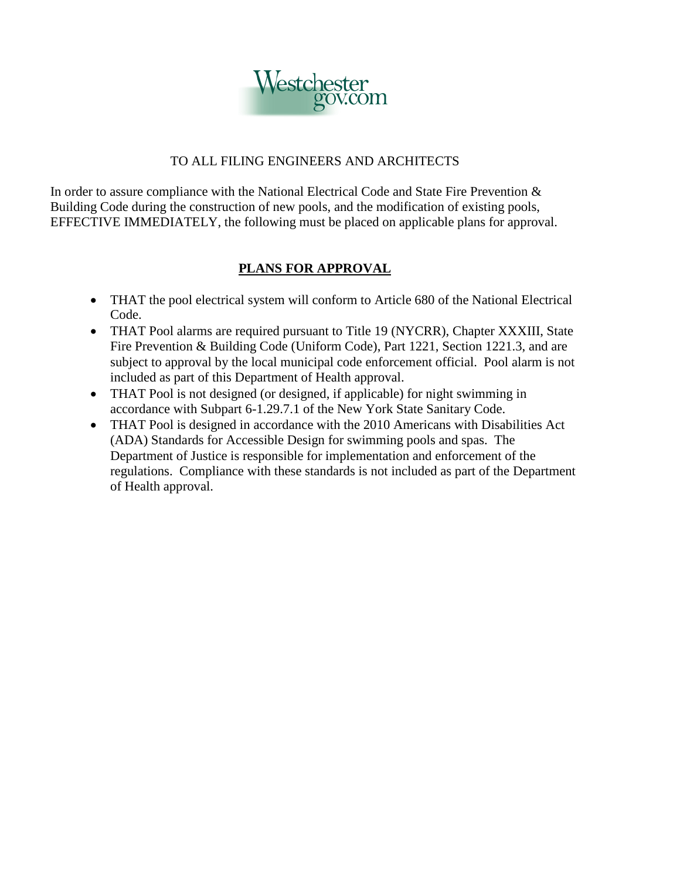Westchester gov.com

TO ALL FILING ENGINEERS AND ARCHITECTS

In order to assure compliance with the National Electrical Code and State Fire Prevention & Building Code during the construction of new pools, and the modification of existing pools, EFFECTIVE IMMEDIATELY, the following must be placed on applicable plans for approval.

## **PLANS FOR APPROVAL**

- THAT the pool electrical system will conform to Article 680 of the National Electrical Code.
- THAT Pool alarms are required pursuant to Title 19 (NYCRR), Chapter XXXIII, State Fire Prevention & Building Code (Uniform Code), Part 1221, Section 1221.3, and are subject to approval by the local municipal code enforcement official. Pool alarm is not included as part of this Department of Health approval.
- THAT Pool is not designed (or designed, if applicable) for night swimming in accordance with Subpart 6-1.29.7.1 of the New York State Sanitary Code.
- THAT Pool is designed in accordance with the 2010 Americans with Disabilities Act (ADA) Standards for Accessible Design for swimming pools and spas. The Department of Justice is responsible for implementation and enforcement of the regulations. Compliance with these standards is not included as part of the Department of Health approval.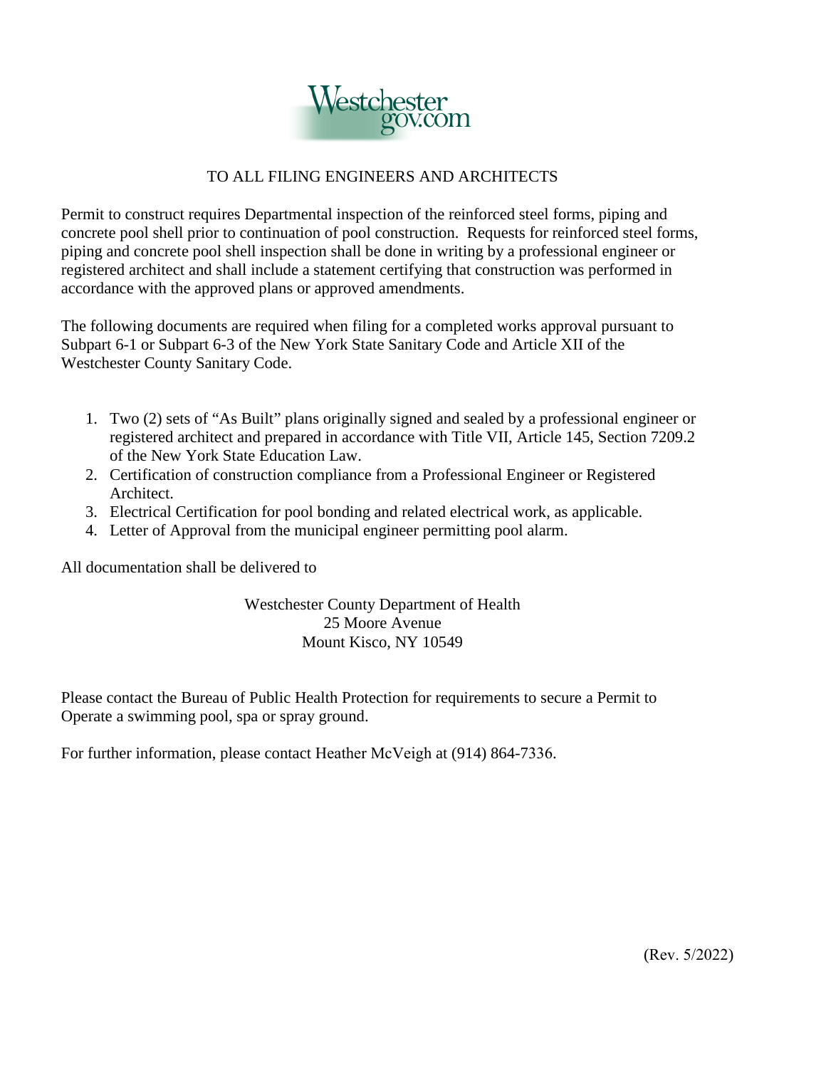Westchester gov.com

TO ALL FILING ENGINEERS AND ARCHITECTS

Permit to construct requires Departmental inspection of the reinforced steel forms, piping and concrete pool shell prior to continuation of pool construction. Requests for reinforced steel forms, piping and concrete pool shell inspection shall be done in writing by a professional engineer or registered architect and shall include a statement certifying that construction was performed in accordance with the approved plans or approved amendments.

The following documents are required when filing for a completed works approval pursuant to Subpart 6-1 or Subpart 6-3 of the New York State Sanitary Code and Article XII of the Westchester County Sanitary Code.

1. Two (2) sets of "As Built" plans originally signed and sealed by a professional engineer or registered architect and prepared in accordance with Title VII, Article 145, Section 7209.2 of the New York State Education Law.
2. Certification of construction compliance from a Professional Engineer or Registered Architect.
3. Electrical Certification for pool bonding and related electrical work, as applicable.
4. Letter of Approval from the municipal engineer permitting pool alarm.

All documentation shall be delivered to

Westchester County Department of Health
25 Moore Avenue
Mount Kisco, NY 10549

Please contact the Bureau of Public Health Protection for requirements to secure a Permit to Operate a swimming pool, spa or spray ground.

For further information, please contact Heather McVeigh at (914) 864-7336.

(Rev. 5/2022)